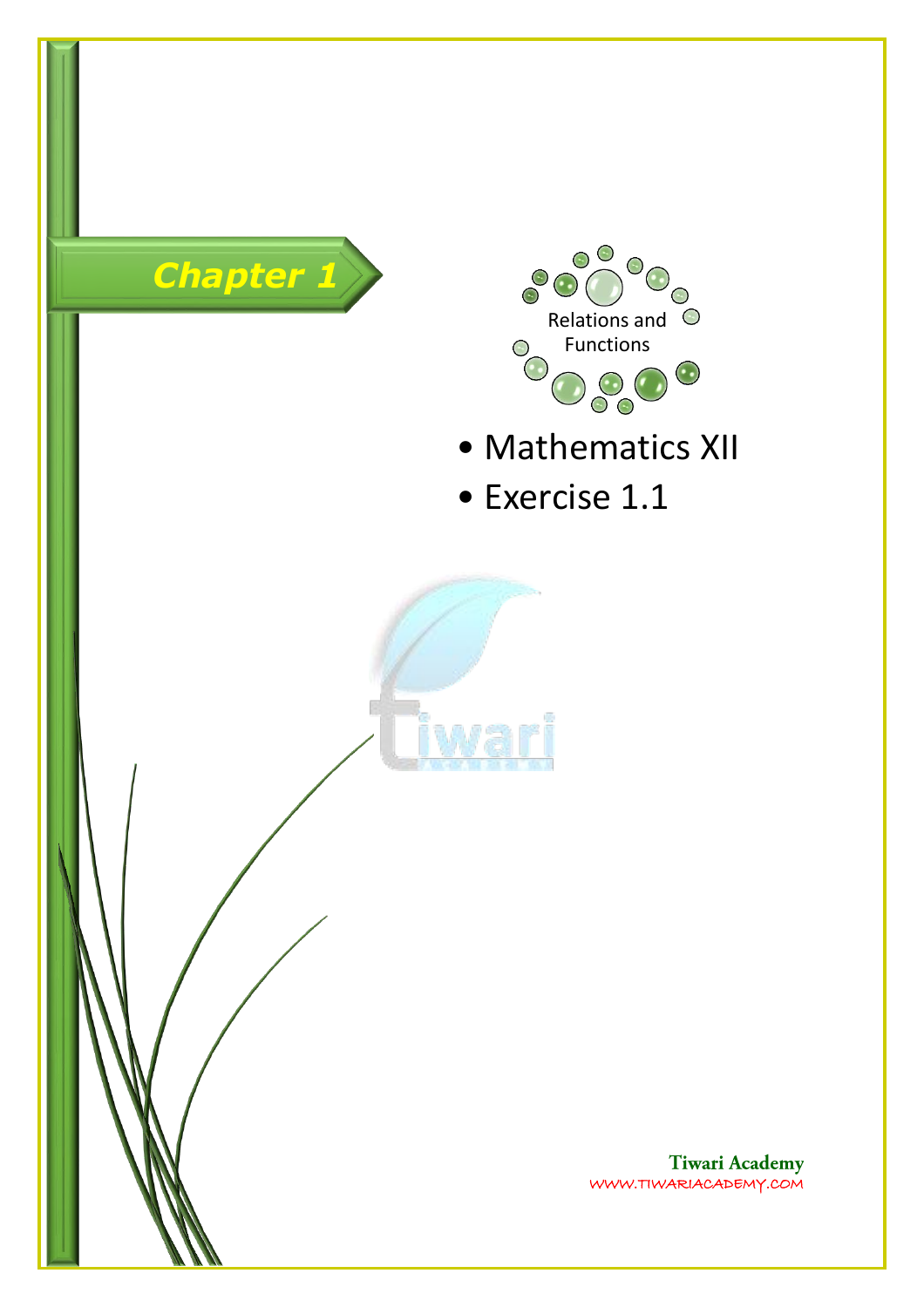# Chapter 1

Relations and Functions

- Mathematics XII
- Exercise 1.1

Tiwari Academy
WWW.TIWARIACADEMY.COM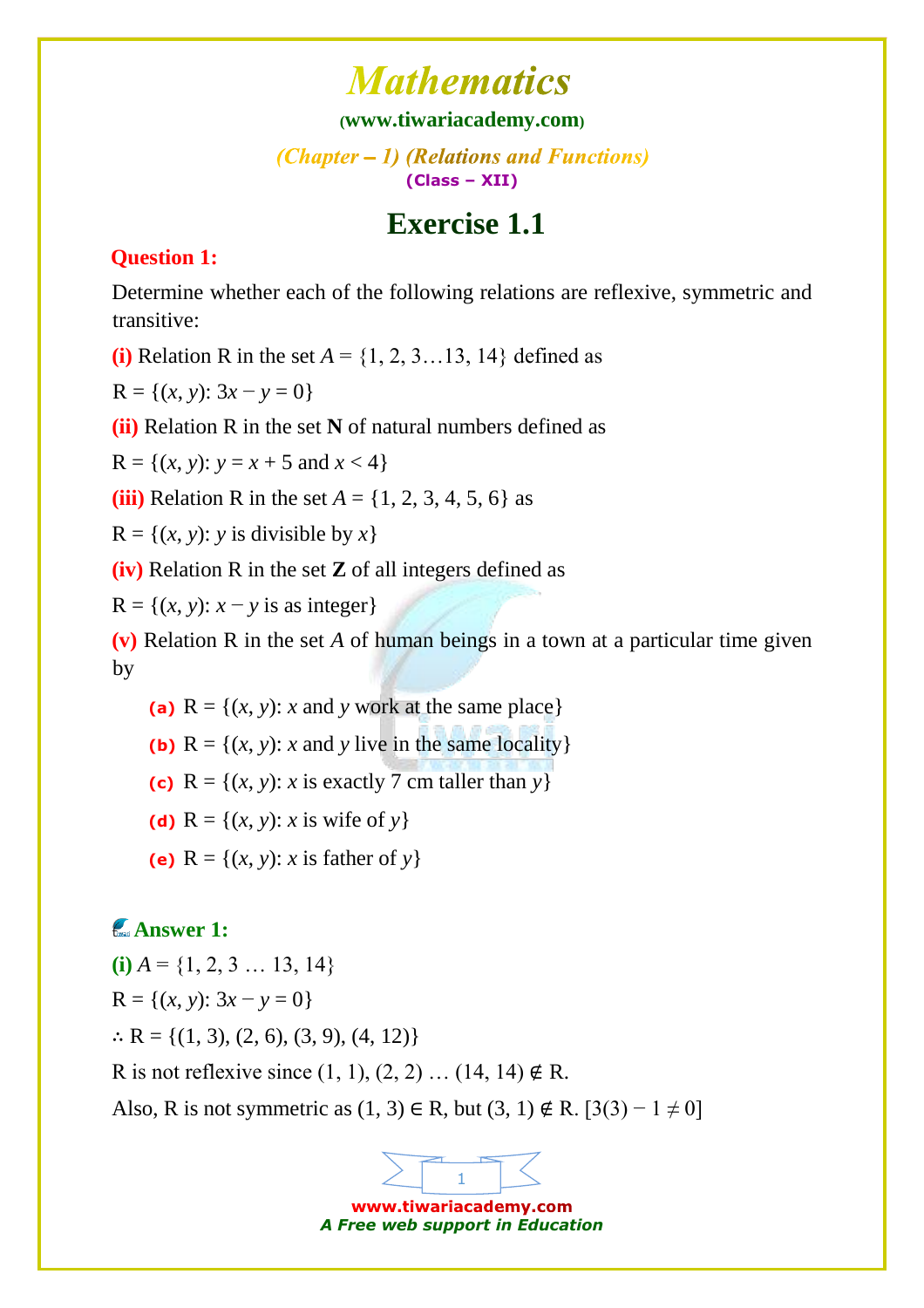# Mathematics

(www.tiwariacademy.com)

*(Chapter – 1) (Relations and Functions)*

**(Class – XII)**

## Exercise 1.1

**Question 1:**

Determine whether each of the following relations are reflexive, symmetric and transitive:

**(i)** Relation R in the set $A = \{1, 2, 3 \ldots 13, 14\}$ defined as

$R = \{(x, y): 3x - y = 0\}$

**(ii)** Relation R in the set **N** of natural numbers defined as

$R = \{(x, y): y = x + 5 \text{ and } x < 4\}$

**(iii)** Relation R in the set $A = \{1, 2, 3, 4, 5, 6\}$ as

$R = \{(x, y): y \text{ is divisible by } x\}$

**(iv)** Relation R in the set **Z** of all integers defined as

$R = \{(x, y): x - y \text{ is as integer}\}$

**(v)** Relation R in the set $A$ of human beings in a town at a particular time given by

- **(a)** $R = \{(x, y): x \text{ and } y \text{ work at the same place}\}$
- **(b)** $R = \{(x, y): x \text{ and } y \text{ live in the same locality}\}$
- **(c)** $R = \{(x, y): x \text{ is exactly 7 cm taller than } y\}$
- **(d)** $R = \{(x, y): x \text{ is wife of } y\}$
- **(e)** $R = \{(x, y): x \text{ is father of } y\}$

**Answer 1:**

**(i)** $A = \{1, 2, 3 \ldots 13, 14\}$

$R = \{(x, y): 3x - y = 0\}$

$\therefore R = \{(1, 3), (2, 6), (3, 9), (4, 12)\}$

R is not reflexive since $(1, 1), (2, 2) \ldots (14, 14) \notin R$.

Also, R is not symmetric as $(1, 3) \in R$, but $(3, 1) \notin R$. $[3(3) - 1 \neq 0]$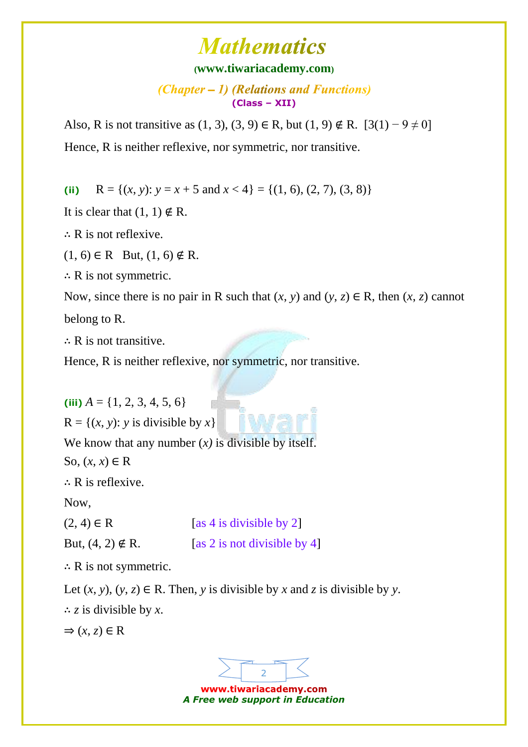Also, R is not transitive as $(1, 3), (3, 9) \in R$, but $(1, 9) \notin R$. $[3(1) - 9 \neq 0]$

Hence, R is neither reflexive, nor symmetric, nor transitive.

**(ii)** $R = \{(x, y): y = x + 5 \text{ and } x < 4\} = \{(1, 6), (2, 7), (3, 8)\}$

It is clear that $(1, 1) \notin R$.

$\therefore$ R is not reflexive.

$(1, 6) \in R$ But, $(1, 6) \notin R$.

$\therefore$ R is not symmetric.

Now, since there is no pair in R such that $(x, y)$ and $(y, z) \in R$, then $(x, z)$ cannot belong to R.

$\therefore$ R is not transitive.

Hence, R is neither reflexive, nor symmetric, nor transitive.

**(iii)** $A = \{1, 2, 3, 4, 5, 6\}$

$R = \{(x, y): y \text{ is divisible by } x\}$

We know that any number $(x)$ is divisible by itself.

So, $(x, x) \in R$

$\therefore$ R is reflexive.

Now,

$(2, 4) \in R$ [as 4 is divisible by 2]

But, $(4, 2) \notin R$. [as 2 is not divisible by 4]

$\therefore$ R is not symmetric.

Let $(x, y), (y, z) \in R$. Then, $y$ is divisible by $x$ and $z$ is divisible by $y$.

$\therefore$ $z$ is divisible by $x$.

$\Rightarrow (x, z) \in R$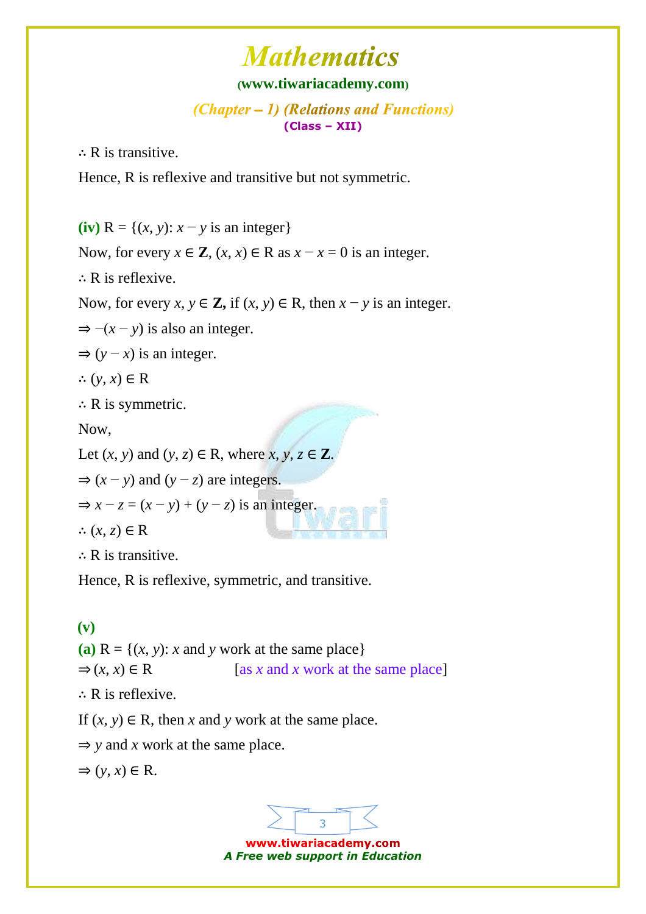∴ R is transitive.

Hence, R is reflexive and transitive but not symmetric.

**(iv)** R = {$(x, y)$: $x - y$ is an integer}

Now, for every $x \in \mathbf{Z}$, $(x, x) \in$ R as $x - x = 0$ is an integer.

∴ R is reflexive.

Now, for every $x, y \in \mathbf{Z}$, if $(x, y) \in$ R, then $x - y$ is an integer.

$\Rightarrow -(x - y)$ is also an integer.

$\Rightarrow (y - x)$ is an integer.

∴ $(y, x) \in$ R

∴ R is symmetric.

Now,

Let $(x, y)$ and $(y, z) \in$ R, where $x, y, z \in \mathbf{Z}$.

$\Rightarrow (x - y)$ and $(y - z)$ are integers.

$\Rightarrow x - z = (x - y) + (y - z)$ is an integer.

∴ $(x, z) \in$ R

∴ R is transitive.

Hence, R is reflexive, symmetric, and transitive.

**(v)**

**(a)** R = {$(x, y)$: $x$ and $y$ work at the same place}

$\Rightarrow (x, x) \in$ R [as $x$ and $x$ work at the same place]

∴ R is reflexive.

If $(x, y) \in$ R, then $x$ and $y$ work at the same place.

$\Rightarrow y$ and $x$ work at the same place.

$\Rightarrow (y, x) \in$ R.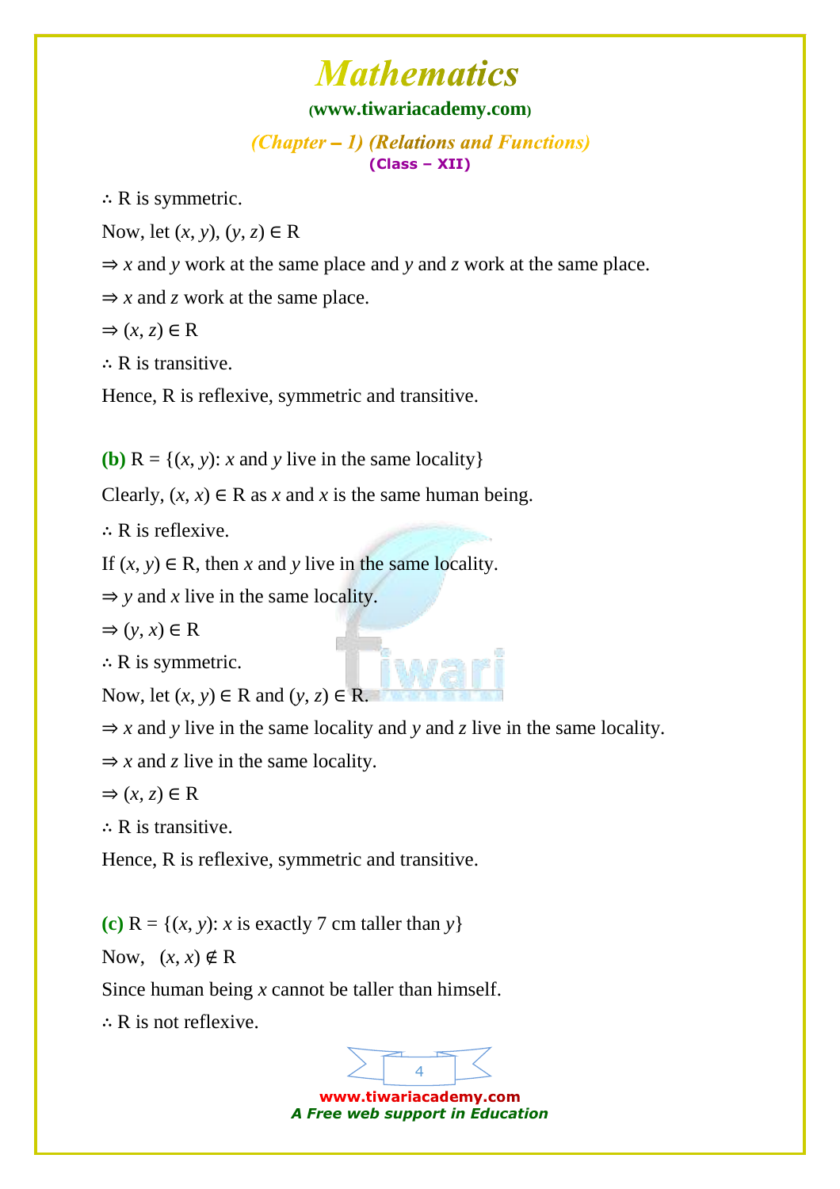$\therefore$ R is symmetric.

Now, let $(x, y), (y, z) \in$ R

$\Rightarrow$ $x$ and $y$ work at the same place and $y$ and $z$ work at the same place.

$\Rightarrow$ $x$ and $z$ work at the same place.

$\Rightarrow (x, z) \in$ R

$\therefore$ R is transitive.

Hence, R is reflexive, symmetric and transitive.

**(b)** R = $\{(x, y)$: $x$ and $y$ live in the same locality$\}$

Clearly, $(x, x) \in$ R as $x$ and $x$ is the same human being.

$\therefore$ R is reflexive.

If $(x, y) \in$ R, then $x$ and $y$ live in the same locality.

$\Rightarrow$ $y$ and $x$ live in the same locality.

$\Rightarrow (y, x) \in$ R

$\therefore$ R is symmetric.

Now, let $(x, y) \in$ R and $(y, z) \in$ R.

$\Rightarrow$ $x$ and $y$ live in the same locality and $y$ and $z$ live in the same locality.

$\Rightarrow$ $x$ and $z$ live in the same locality.

$\Rightarrow (x, z) \in$ R

$\therefore$ R is transitive.

Hence, R is reflexive, symmetric and transitive.

**(c)** R = $\{(x, y)$: $x$ is exactly 7 cm taller than $y\}$

Now, $(x, x) \notin$ R

Since human being $x$ cannot be taller than himself.

$\therefore$ R is not reflexive.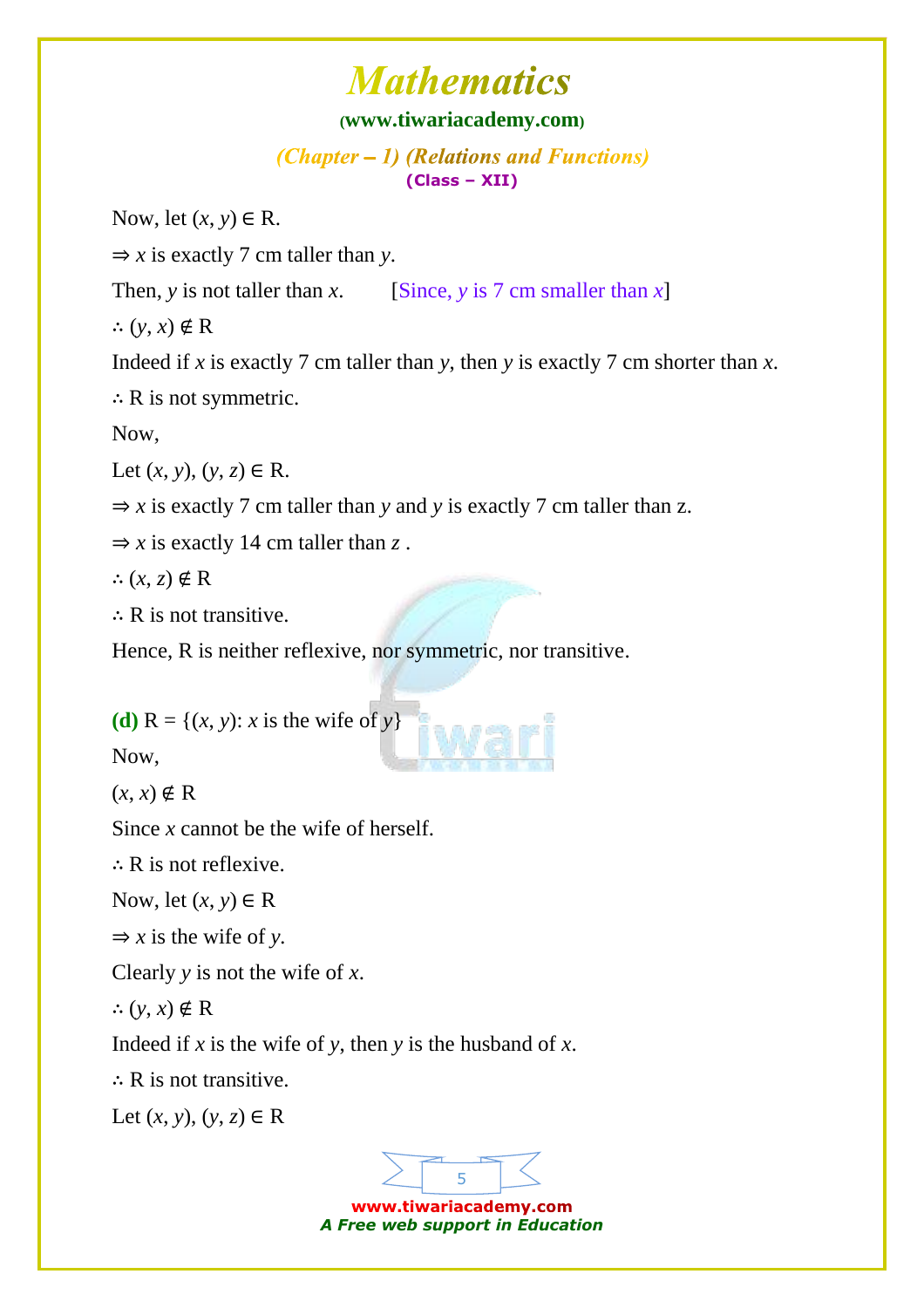Now, let $(x, y) \in R$.

$\Rightarrow x$ is exactly 7 cm taller than $y$.

Then, $y$ is not taller than $x$. [Since, $y$ is 7 cm smaller than $x$]

$\therefore (y, x) \notin R$

Indeed if $x$ is exactly 7 cm taller than $y$, then $y$ is exactly 7 cm shorter than $x$.

$\therefore$ R is not symmetric.

Now,

Let $(x, y), (y, z) \in R$.

$\Rightarrow x$ is exactly 7 cm taller than $y$ and $y$ is exactly 7 cm taller than z.

$\Rightarrow x$ is exactly 14 cm taller than $z$ .

$\therefore (x, z) \notin R$

$\therefore$ R is not transitive.

Hence, R is neither reflexive, nor symmetric, nor transitive.

**(d)** $R = \{(x, y): x \text{ is the wife of } y\}$

Now,

$(x, x) \notin R$

Since $x$ cannot be the wife of herself.

$\therefore$ R is not reflexive.

Now, let $(x, y) \in R$

$\Rightarrow x$ is the wife of $y$.

Clearly $y$ is not the wife of $x$.

$\therefore (y, x) \notin R$

Indeed if $x$ is the wife of $y$, then $y$ is the husband of $x$.

$\therefore$ R is not transitive.

Let $(x, y), (y, z) \in R$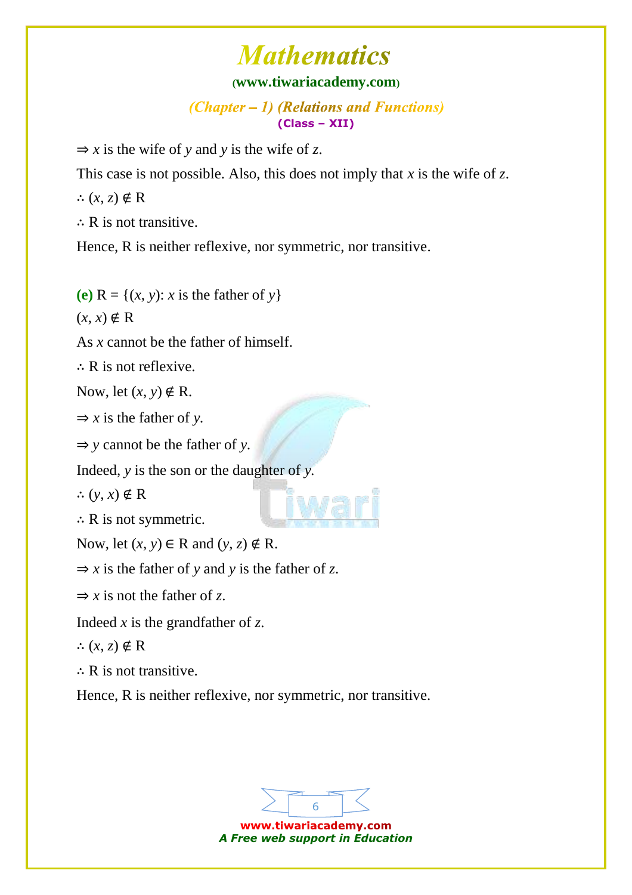$\Rightarrow$ $x$ is the wife of $y$ and $y$ is the wife of $z$.

This case is not possible. Also, this does not imply that $x$ is the wife of $z$.

$\therefore (x, z) \notin R$

$\therefore$ R is not transitive.

Hence, R is neither reflexive, nor symmetric, nor transitive.

**(e)** $R = \{(x, y): x \text{ is the father of } y\}$

$(x, x) \notin R$

As $x$ cannot be the father of himself.

$\therefore$ R is not reflexive.

Now, let $(x, y) \notin R$.

$\Rightarrow$ $x$ is the father of $y$.

$\Rightarrow$ $y$ cannot be the father of $y$.

Indeed, $y$ is the son or the daughter of $y$.

$\therefore (y, x) \notin R$

$\therefore$ R is not symmetric.

Now, let $(x, y) \in R$ and $(y, z) \notin R$.

$\Rightarrow$ $x$ is the father of $y$ and $y$ is the father of $z$.

$\Rightarrow$ $x$ is not the father of $z$.

Indeed $x$ is the grandfather of $z$.

$\therefore (x, z) \notin R$

$\therefore$ R is not transitive.

Hence, R is neither reflexive, nor symmetric, nor transitive.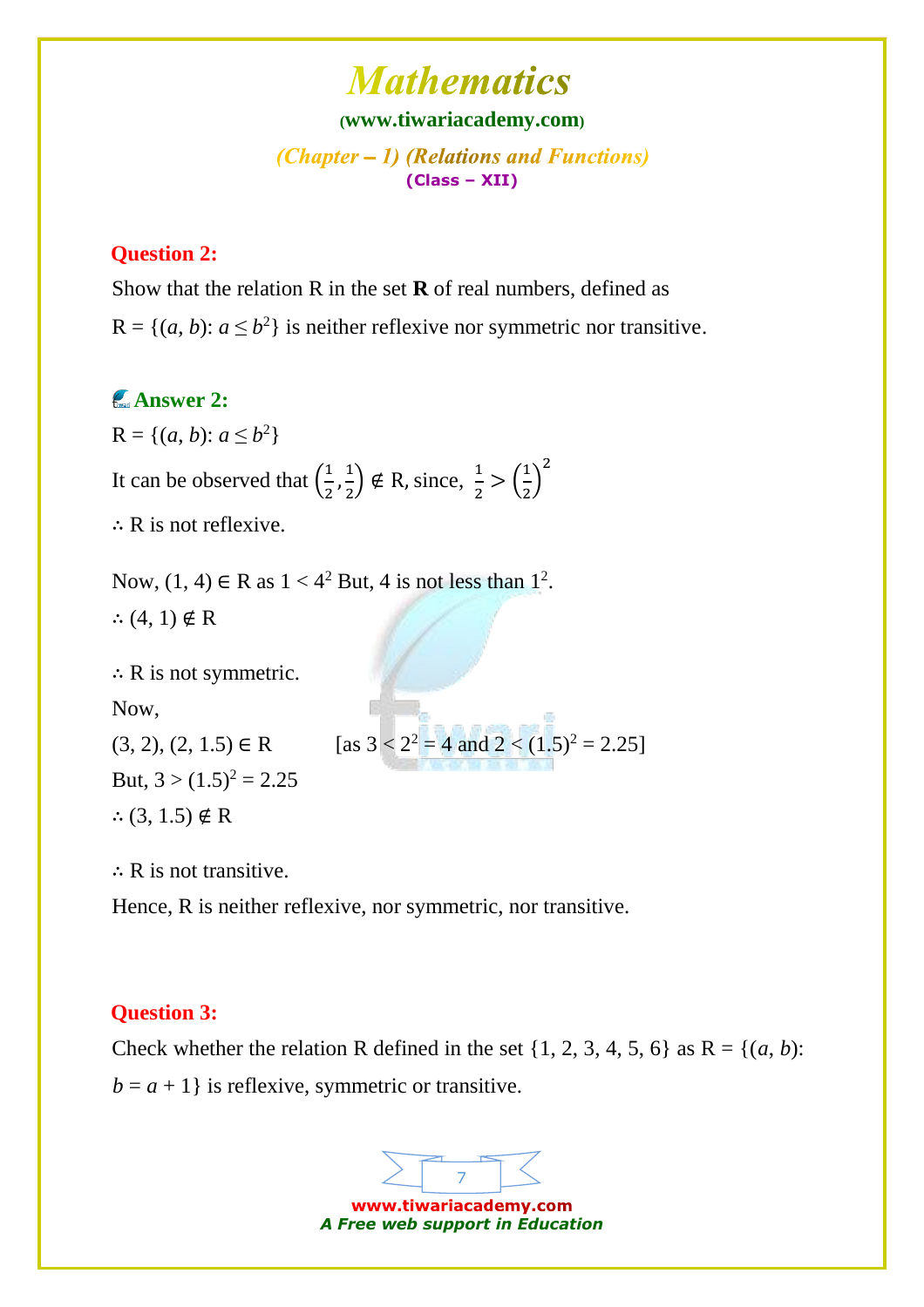**Question 2:**

Show that the relation R in the set **R** of real numbers, defined as

R = $\{(a, b): a \leq b^2\}$ is neither reflexive nor symmetric nor transitive.

**Answer 2:**

R = $\{(a, b): a \leq b^2\}$

It can be observed that $\left(\frac{1}{2}, \frac{1}{2}\right) \notin$ R, since, $\frac{1}{2} > \left(\frac{1}{2}\right)^2$

$\therefore$ R is not reflexive.

Now, $(1, 4) \in$ R as $1 < 4^2$ But, 4 is not less than $1^2$.

$\therefore (4, 1) \notin$ R

$\therefore$ R is not symmetric.

Now,

$(3, 2), (2, 1.5) \in$ R [as $3 < 2^2 = 4$ and $2 < (1.5)^2 = 2.25$]

But, $3 > (1.5)^2 = 2.25$

$\therefore (3, 1.5) \notin$ R

$\therefore$ R is not transitive.

Hence, R is neither reflexive, nor symmetric, nor transitive.

**Question 3:**

Check whether the relation R defined in the set {1, 2, 3, 4, 5, 6} as R = $\{(a, b): b = a + 1\}$ is reflexive, symmetric or transitive.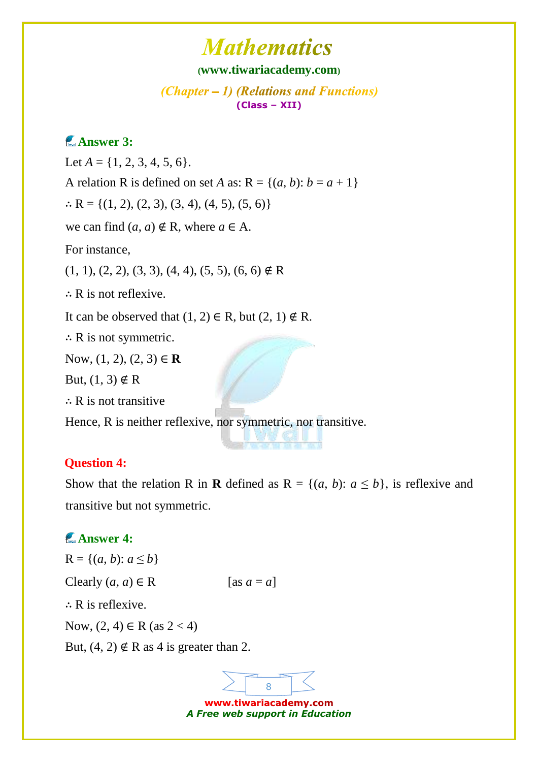### Answer 3:

Let $A = \{1, 2, 3, 4, 5, 6\}$.

A relation R is defined on set $A$ as: $R = \{(a, b): b = a + 1\}$

$\therefore R = \{(1, 2), (2, 3), (3, 4), (4, 5), (5, 6)\}$

we can find $(a, a) \notin R$, where $a \in A$.

For instance,

$(1, 1), (2, 2), (3, 3), (4, 4), (5, 5), (6, 6) \notin R$

$\therefore$ R is not reflexive.

It can be observed that $(1, 2) \in R$, but $(2, 1) \notin R$.

$\therefore$ R is not symmetric.

Now, $(1, 2), (2, 3) \in \mathbf{R}$

But, $(1, 3) \notin R$

$\therefore$ R is not transitive

Hence, R is neither reflexive, nor symmetric, nor transitive.

### Question 4:

Show that the relation R in **R** defined as $R = \{(a, b): a \leq b\}$, is reflexive and transitive but not symmetric.

### Answer 4:

$R = \{(a, b): a \leq b\}$

Clearly $(a, a) \in R$ [as $a = a$]

$\therefore$ R is reflexive.

Now, $(2, 4) \in R$ (as $2 < 4$)

But, $(4, 2) \notin R$ as 4 is greater than 2.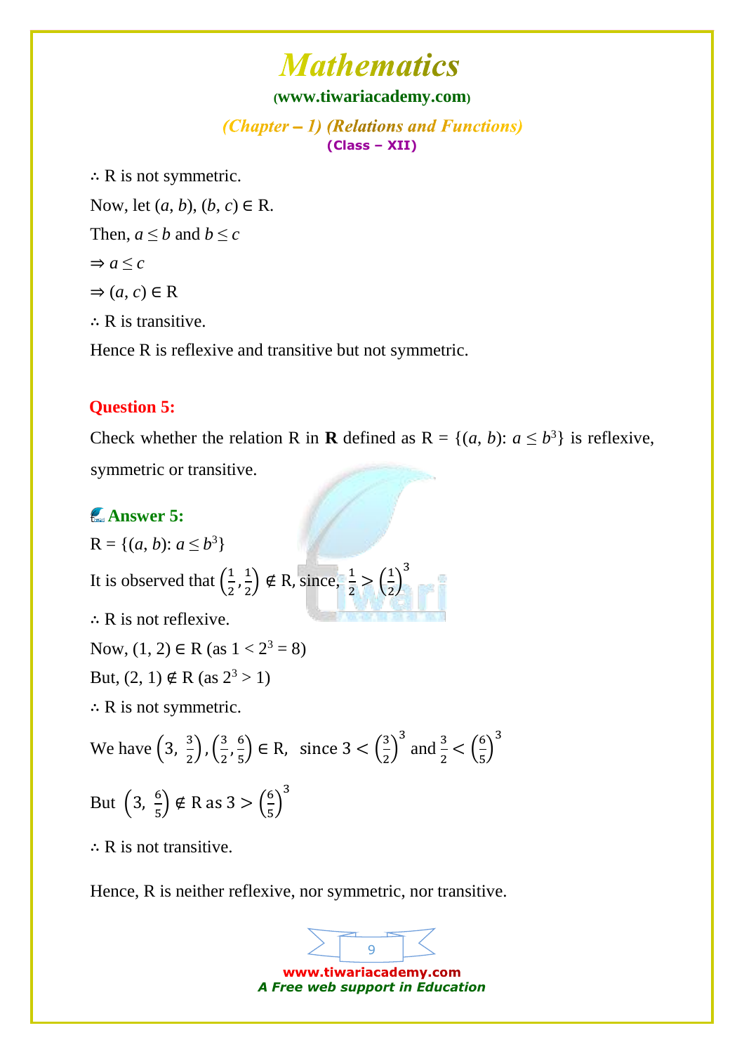∴ R is not symmetric.

Now, let $(a, b), (b, c) \in R$.

Then, $a \leq b$ and $b \leq c$

$\Rightarrow a \leq c$

$\Rightarrow (a, c) \in R$

∴ R is transitive.

Hence R is reflexive and transitive but not symmetric.

**Question 5:**

Check whether the relation R in **R** defined as $R = \{(a, b): a \leq b^3\}$ is reflexive, symmetric or transitive.

**Answer 5:**

$R = \{(a, b): a \leq b^3\}$

It is observed that $\left(\frac{1}{2}, \frac{1}{2}\right) \notin R$, since, $\frac{1}{2} > \left(\frac{1}{2}\right)^3$

∴ R is not reflexive.

Now, $(1, 2) \in R$ (as $1 < 2^3 = 8$)

But, $(2, 1) \notin R$ (as $2^3 > 1$)

∴ R is not symmetric.

We have $\left(3, \frac{3}{2}\right), \left(\frac{3}{2}, \frac{6}{5}\right) \in R$, since $3 < \left(\frac{3}{2}\right)^3$ and $\frac{3}{2} < \left(\frac{6}{5}\right)^3$

But $\left(3, \frac{6}{5}\right) \notin R$ as $3 > \left(\frac{6}{5}\right)^3$

∴ R is not transitive.

Hence, R is neither reflexive, nor symmetric, nor transitive.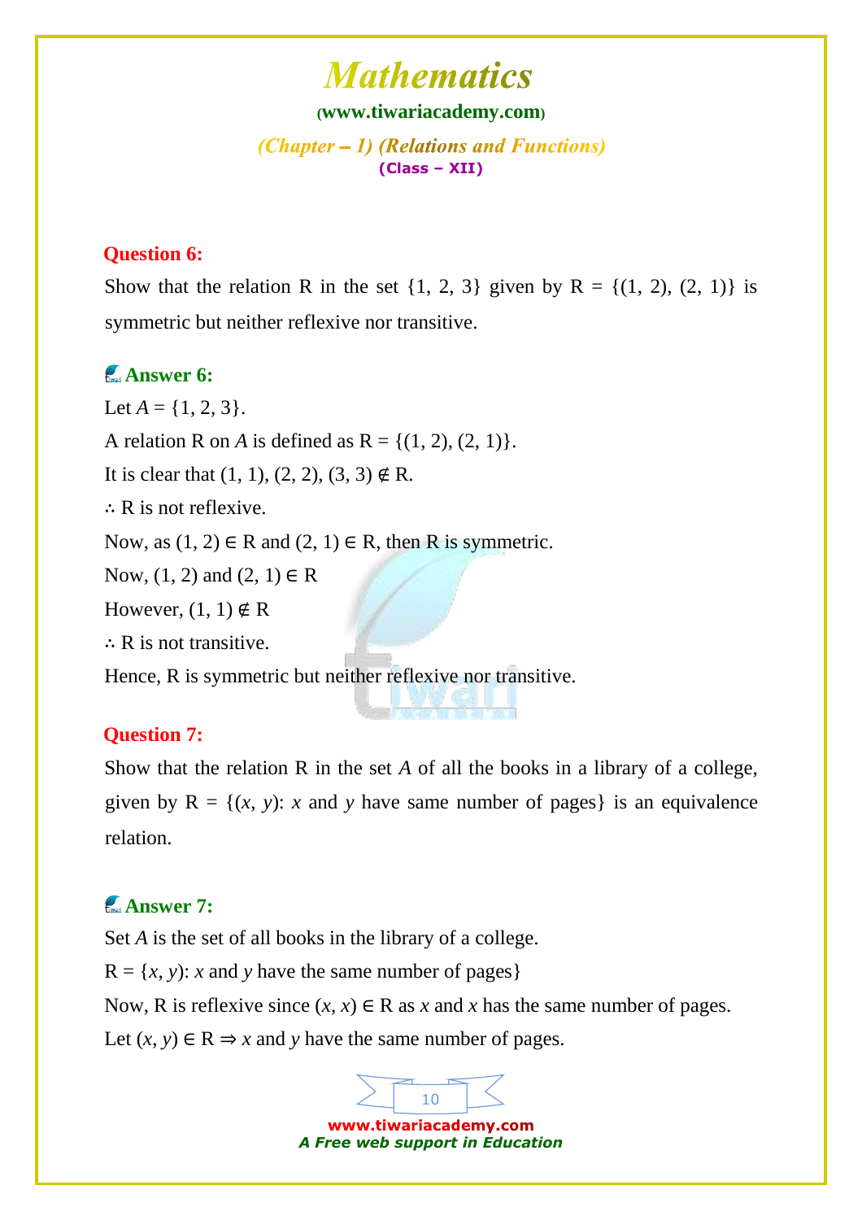**Question 6:**

Show that the relation R in the set {1, 2, 3} given by R = {(1, 2), (2, 1)} is symmetric but neither reflexive nor transitive.

**Answer 6:**

Let $A = \{1, 2, 3\}$.

A relation R on $A$ is defined as R = {(1, 2), (2, 1)}.

It is clear that $(1, 1), (2, 2), (3, 3) \notin R$.

$\therefore$ R is not reflexive.

Now, as $(1, 2) \in R$ and $(2, 1) \in R$, then R is symmetric.

Now, (1, 2) and $(2, 1) \in R$

However, $(1, 1) \notin R$

$\therefore$ R is not transitive.

Hence, R is symmetric but neither reflexive nor transitive.

**Question 7:**

Show that the relation R in the set $A$ of all the books in a library of a college, given by R = {($x$, $y$): $x$ and $y$ have same number of pages} is an equivalence relation.

**Answer 7:**

Set $A$ is the set of all books in the library of a college.

R = {$x$, $y$): $x$ and $y$ have the same number of pages}

Now, R is reflexive since $(x, x) \in R$ as $x$ and $x$ has the same number of pages.

Let $(x, y) \in R \Rightarrow x$ and $y$ have the same number of pages.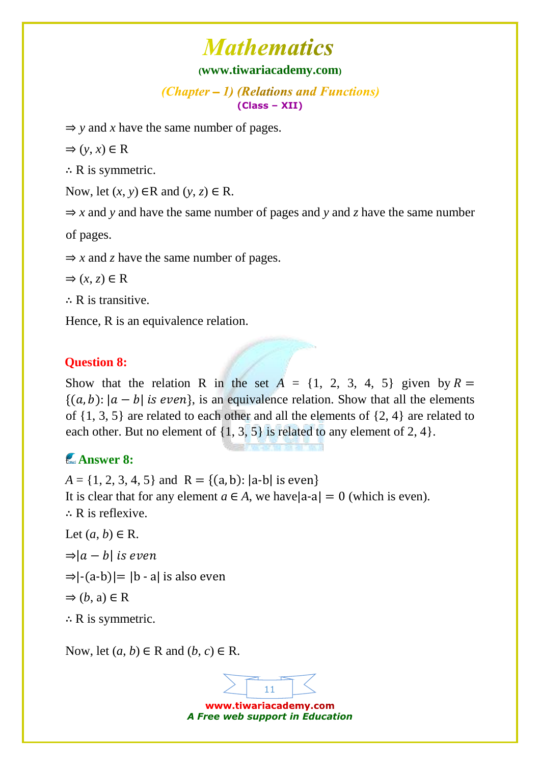⇒ $y$ and $x$ have the same number of pages.

⇒ $(y, x) \in$ R

∴ R is symmetric.

Now, let $(x, y) \in$R and $(y, z) \in$ R.

⇒ $x$ and $y$ and have the same number of pages and $y$ and $z$ have the same number of pages.

⇒ $x$ and $z$ have the same number of pages.

⇒ $(x, z) \in$ R

∴ R is transitive.

Hence, R is an equivalence relation.

**Question 8:**

Show that the relation R in the set $A$ = {1, 2, 3, 4, 5} given by $R = \{(a, b): |a - b| \text{ is even}\}$, is an equivalence relation. Show that all the elements of {1, 3, 5} are related to each other and all the elements of {2, 4} are related to each other. But no element of {1, 3, 5} is related to any element of 2, 4}.

**Answer 8:**

$A$ = {1, 2, 3, 4, 5} and R = {(a, b): |a-b| is even}

It is clear that for any element $a \in A$, we have $|a\text{-}a| = 0$ (which is even).

∴ R is reflexive.

Let $(a, b) \in$ R.

⇒$|a - b|$ *is even*

⇒$|\text{-}(a\text{-}b)| = |b - a|$ is also even

⇒ $(b, a) \in$ R

∴ R is symmetric.

Now, let $(a, b) \in$ R and $(b, c) \in$ R.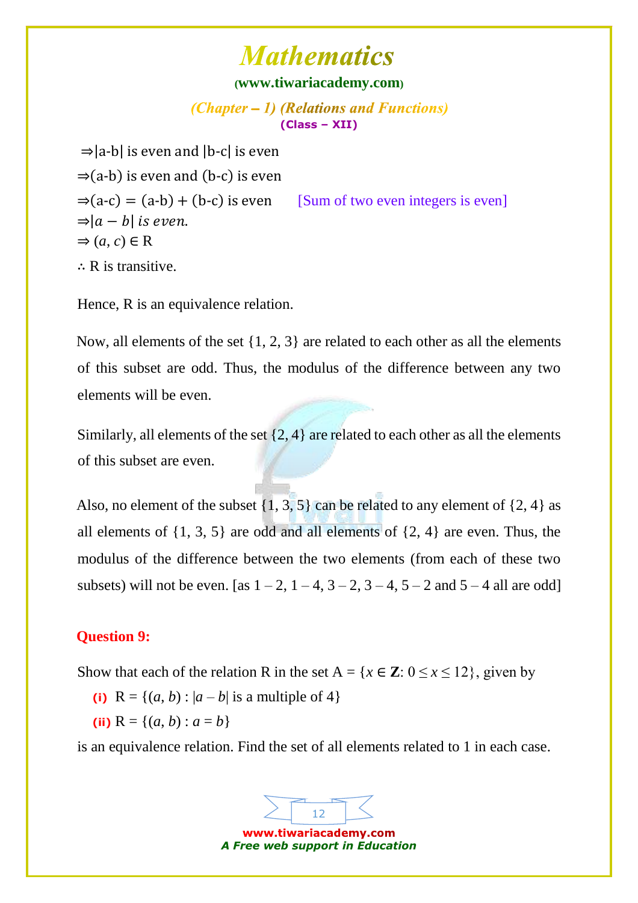⇒|a-b| is even and |b-c| is even

⇒(a-b) is even and (b-c) is even

⇒(a-c) = (a-b) + (b-c) is even [Sum of two even integers is even]

⇒$|a - b|$ *is even.*

⇒ $(a, c) \in$ R

∴ R is transitive.

Hence, R is an equivalence relation.

Now, all elements of the set {1, 2, 3} are related to each other as all the elements of this subset are odd. Thus, the modulus of the difference between any two elements will be even.

Similarly, all elements of the set {2, 4} are related to each other as all the elements of this subset are even.

Also, no element of the subset {1, 3, 5} can be related to any element of {2, 4} as all elements of {1, 3, 5} are odd and all elements of {2, 4} are even. Thus, the modulus of the difference between the two elements (from each of these two subsets) will not be even. [as 1 – 2, 1 – 4, 3 – 2, 3 – 4, 5 – 2 and 5 – 4 all are odd]

**Question 9:**

Show that each of the relation R in the set A = $\{x \in \mathbf{Z}: 0 \leq x \leq 12\}$, given by

**(i)** R = $\{(a, b) : |a - b|$ is a multiple of 4$\}$

**(ii)** R = $\{(a, b) : a = b\}$

is an equivalence relation. Find the set of all elements related to 1 in each case.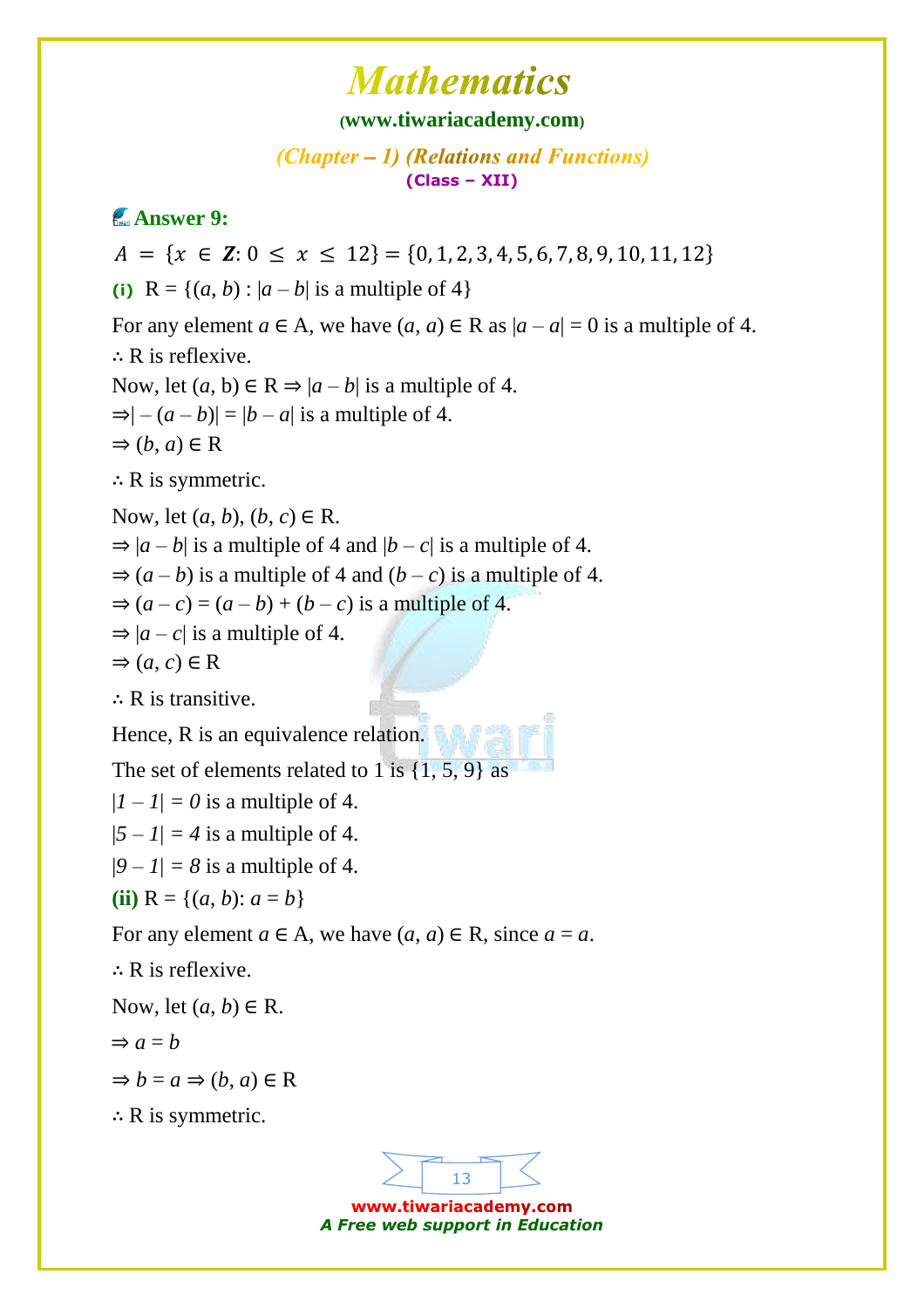**Answer 9:**

$A = \{x \in \mathbf{Z}: 0 \leq x \leq 12\} = \{0, 1, 2, 3, 4, 5, 6, 7, 8, 9, 10, 11, 12\}$

**(i)** $R = \{(a, b) : |a - b| \text{ is a multiple of } 4\}$

For any element $a \in A$, we have $(a, a) \in R$ as $|a - a| = 0$ is a multiple of 4.

$\therefore$ R is reflexive.

Now, let $(a, b) \in R \Rightarrow |a - b|$ is a multiple of 4.

$\Rightarrow |-(a - b)| = |b - a|$ is a multiple of 4.

$\Rightarrow (b, a) \in R$

$\therefore$ R is symmetric.

Now, let $(a, b), (b, c) \in R$.

$\Rightarrow |a - b|$ is a multiple of 4 and $|b - c|$ is a multiple of 4.

$\Rightarrow (a - b)$ is a multiple of 4 and $(b - c)$ is a multiple of 4.

$\Rightarrow (a - c) = (a - b) + (b - c)$ is a multiple of 4.

$\Rightarrow |a - c|$ is a multiple of 4.

$\Rightarrow (a, c) \in R$

$\therefore$ R is transitive.

Hence, R is an equivalence relation.

The set of elements related to 1 is {1, 5, 9} as

$|1 - 1| = 0$ is a multiple of 4.

$|5 - 1| = 4$ is a multiple of 4.

$|9 - 1| = 8$ is a multiple of 4.

**(ii)** $R = \{(a, b): a = b\}$

For any element $a \in A$, we have $(a, a) \in R$, since $a = a$.

$\therefore$ R is reflexive.

Now, let $(a, b) \in R$.

$\Rightarrow a = b$

$\Rightarrow b = a \Rightarrow (b, a) \in R$

$\therefore$ R is symmetric.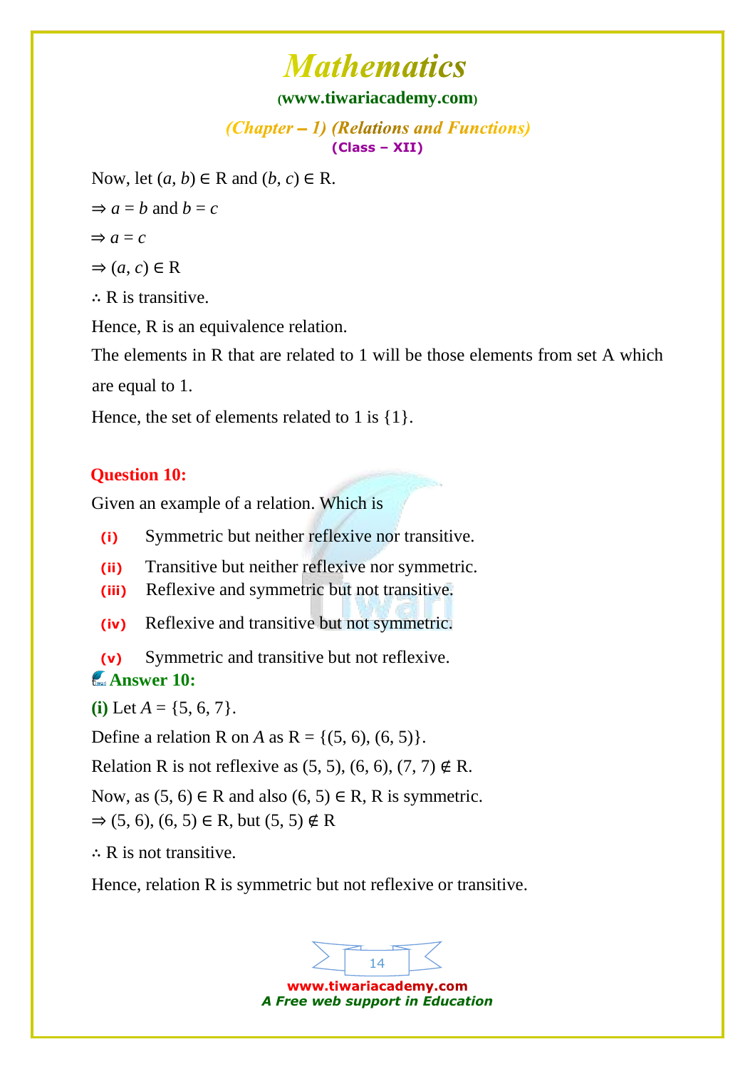Now, let $(a, b) \in R$ and $(b, c) \in R$.

$\Rightarrow a = b$ and $b = c$

$\Rightarrow a = c$

$\Rightarrow (a, c) \in R$

∴ R is transitive.

Hence, R is an equivalence relation.

The elements in R that are related to 1 will be those elements from set A which are equal to 1.

Hence, the set of elements related to 1 is {1}.

**Question 10:**

Given an example of a relation. Which is

- **(i)** Symmetric but neither reflexive nor transitive.
- **(ii)** Transitive but neither reflexive nor symmetric.
- **(iii)** Reflexive and symmetric but not transitive.
- **(iv)** Reflexive and transitive but not symmetric.
- **(v)** Symmetric and transitive but not reflexive.

**Answer 10:**

**(i)** Let $A = \{5, 6, 7\}$.

Define a relation R on $A$ as $R = \{(5, 6), (6, 5)\}$.

Relation R is not reflexive as $(5, 5), (6, 6), (7, 7) \notin R$.

Now, as $(5, 6) \in R$ and also $(6, 5) \in R$, R is symmetric.

$\Rightarrow (5, 6), (6, 5) \in R$, but $(5, 5) \notin R$

∴ R is not transitive.

Hence, relation R is symmetric but not reflexive or transitive.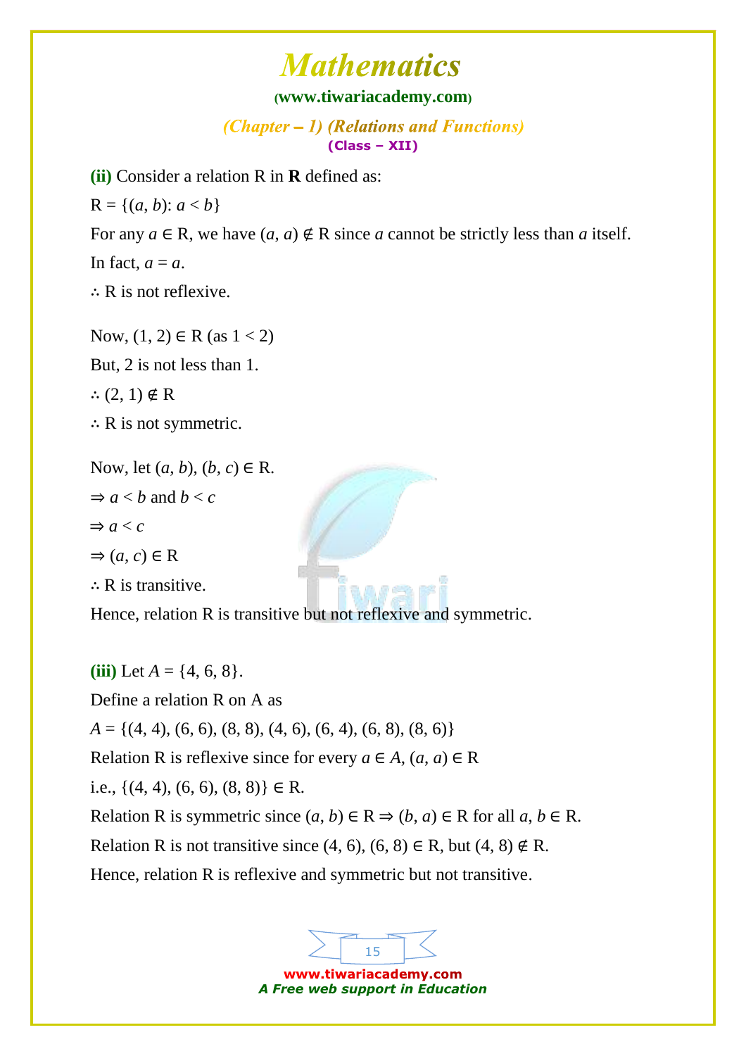**(ii)** Consider a relation R in **R** defined as:

R = $\{(a, b): a < b\}$

For any $a \in$ R, we have $(a, a) \notin$ R since $a$ cannot be strictly less than $a$ itself.

In fact, $a = a$.

$\therefore$ R is not reflexive.

Now, $(1, 2) \in$ R (as $1 < 2$)

But, 2 is not less than 1.

$\therefore$ $(2, 1) \notin$ R

$\therefore$ R is not symmetric.

Now, let $(a, b), (b, c) \in$ R.

$\Rightarrow a < b$ and $b < c$

$\Rightarrow a < c$

$\Rightarrow (a, c) \in$ R

$\therefore$ R is transitive.

Hence, relation R is transitive but not reflexive and symmetric.

**(iii)** Let $A = \{4, 6, 8\}$.

Define a relation R on A as

$A = \{(4, 4), (6, 6), (8, 8), (4, 6), (6, 4), (6, 8), (8, 6)\}$

Relation R is reflexive since for every $a \in A$, $(a, a) \in$ R

i.e., $\{(4, 4), (6, 6), (8, 8)\} \in$ R.

Relation R is symmetric since $(a, b) \in$ R $\Rightarrow (b, a) \in$ R for all $a, b \in$ R.

Relation R is not transitive since $(4, 6), (6, 8) \in$ R, but $(4, 8) \notin$ R.

Hence, relation R is reflexive and symmetric but not transitive.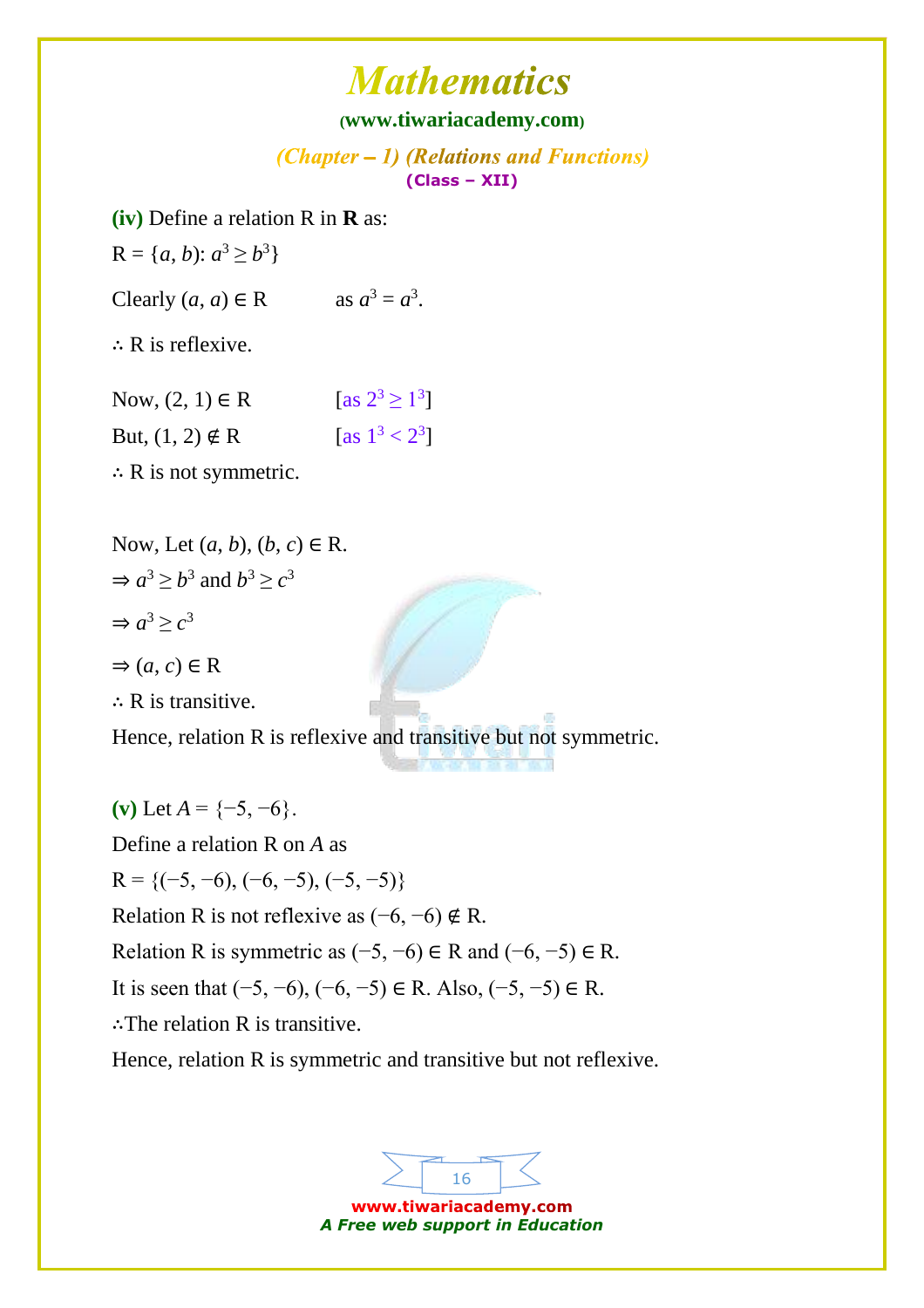**(iv)** Define a relation R in **R** as:

R = {$a$, $b$): $a^3 \geq b^3$}

Clearly $(a, a) \in$ R as $a^3 = a^3$.

$\therefore$ R is reflexive.

Now, $(2, 1) \in$ R [as $2^3 \geq 1^3$]

But, $(1, 2) \notin$ R [as $1^3 < 2^3$]

$\therefore$ R is not symmetric.

Now, Let $(a, b), (b, c) \in$ R.

$\Rightarrow a^3 \geq b^3$ and $b^3 \geq c^3$

$\Rightarrow a^3 \geq c^3$

$\Rightarrow (a, c) \in$ R

$\therefore$ R is transitive.

Hence, relation R is reflexive and transitive but not symmetric.

**(v)** Let $A = \{-5, -6\}$.

Define a relation R on $A$ as

R = $\{(-5, -6), (-6, -5), (-5, -5)\}$

Relation R is not reflexive as $(-6, -6) \notin$ R.

Relation R is symmetric as $(-5, -6) \in$ R and $(-6, -5) \in$ R.

It is seen that $(-5, -6), (-6, -5) \in$ R. Also, $(-5, -5) \in$ R.

$\therefore$The relation R is transitive.

Hence, relation R is symmetric and transitive but not reflexive.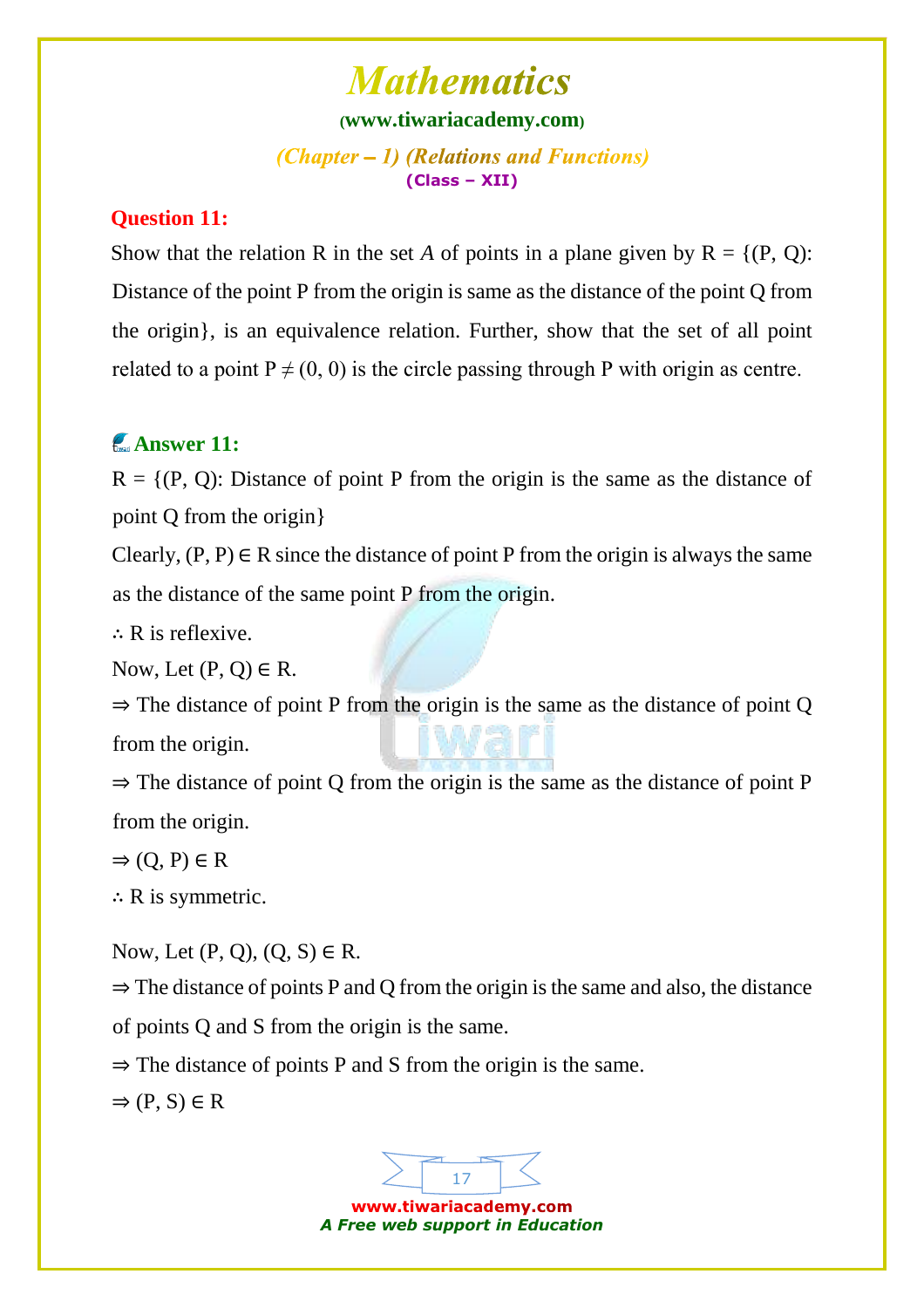**Question 11:**

Show that the relation R in the set $A$ of points in a plane given by R = {(P, Q): Distance of the point P from the origin is same as the distance of the point Q from the origin}, is an equivalence relation. Further, show that the set of all point related to a point $P \neq (0, 0)$ is the circle passing through P with origin as centre.

**Answer 11:**

R = {(P, Q): Distance of point P from the origin is the same as the distance of point Q from the origin}

Clearly, $(P, P) \in R$ since the distance of point P from the origin is always the same as the distance of the same point P from the origin.

$\therefore$ R is reflexive.

Now, Let $(P, Q) \in R$.

$\Rightarrow$ The distance of point P from the origin is the same as the distance of point Q from the origin.

$\Rightarrow$ The distance of point Q from the origin is the same as the distance of point P from the origin.

$\Rightarrow (Q, P) \in R$

$\therefore$ R is symmetric.

Now, Let $(P, Q), (Q, S) \in R$.

$\Rightarrow$ The distance of points P and Q from the origin is the same and also, the distance of points Q and S from the origin is the same.

$\Rightarrow$ The distance of points P and S from the origin is the same.

$\Rightarrow (P, S) \in R$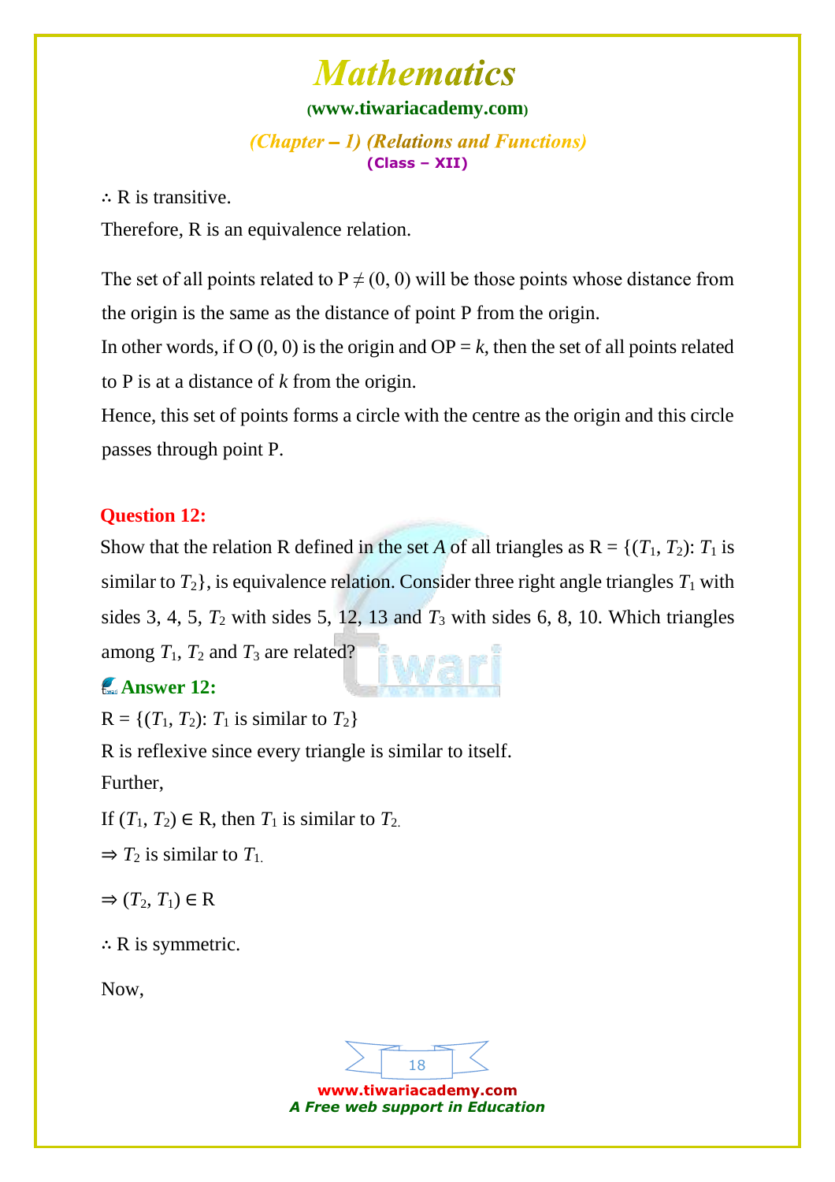$\therefore$ R is transitive.

Therefore, R is an equivalence relation.

The set of all points related to P $\neq$ (0, 0) will be those points whose distance from the origin is the same as the distance of point P from the origin.

In other words, if O (0, 0) is the origin and OP = $k$, then the set of all points related to P is at a distance of $k$ from the origin.

Hence, this set of points forms a circle with the centre as the origin and this circle passes through point P.

**Question 12:**

Show that the relation R defined in the set $A$ of all triangles as R = $\{(T_1, T_2)$: $T_1$ is similar to $T_2\}$, is equivalence relation. Consider three right angle triangles $T_1$ with sides 3, 4, 5, $T_2$ with sides 5, 12, 13 and $T_3$ with sides 6, 8, 10. Which triangles among $T_1$, $T_2$ and $T_3$ are related?

**Answer 12:**

R = $\{(T_1, T_2)$: $T_1$ is similar to $T_2\}$

R is reflexive since every triangle is similar to itself.

Further,

If $(T_1, T_2) \in$ R, then $T_1$ is similar to $T_2$.

$\Rightarrow$ $T_2$ is similar to $T_1$.

$\Rightarrow (T_2, T_1) \in$ R

$\therefore$ R is symmetric.

Now,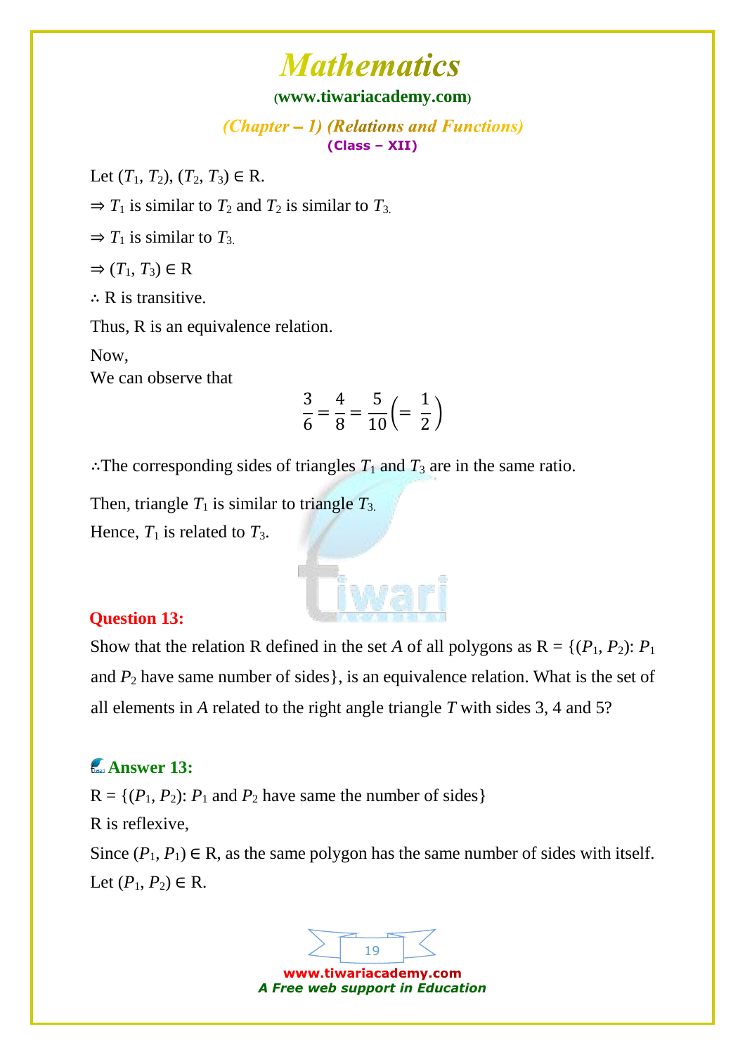Let $(T_1, T_2)$, $(T_2, T_3) \in R$.

$\Rightarrow T_1$ is similar to $T_2$ and $T_2$ is similar to $T_3$.

$\Rightarrow T_1$ is similar to $T_3$.

$\Rightarrow (T_1, T_3) \in R$

$\therefore$ R is transitive.

Thus, R is an equivalence relation.

Now,
We can observe that

$$\frac{3}{6} = \frac{4}{8} = \frac{5}{10}\left(= \frac{1}{2}\right)$$

$\therefore$The corresponding sides of triangles $T_1$ and $T_3$ are in the same ratio.

Then, triangle $T_1$ is similar to triangle $T_3$.
Hence, $T_1$ is related to $T_3$.

**Question 13:**

Show that the relation R defined in the set $A$ of all polygons as R = $\{(P_1, P_2)$: $P_1$ and $P_2$ have same number of sides$\}$, is an equivalence relation. What is the set of all elements in $A$ related to the right angle triangle $T$ with sides 3, 4 and 5?

**Answer 13:**

R = $\{(P_1, P_2)$: $P_1$ and $P_2$ have same the number of sides$\}$

R is reflexive,

Since $(P_1, P_1) \in R$, as the same polygon has the same number of sides with itself.

Let $(P_1, P_2) \in R$.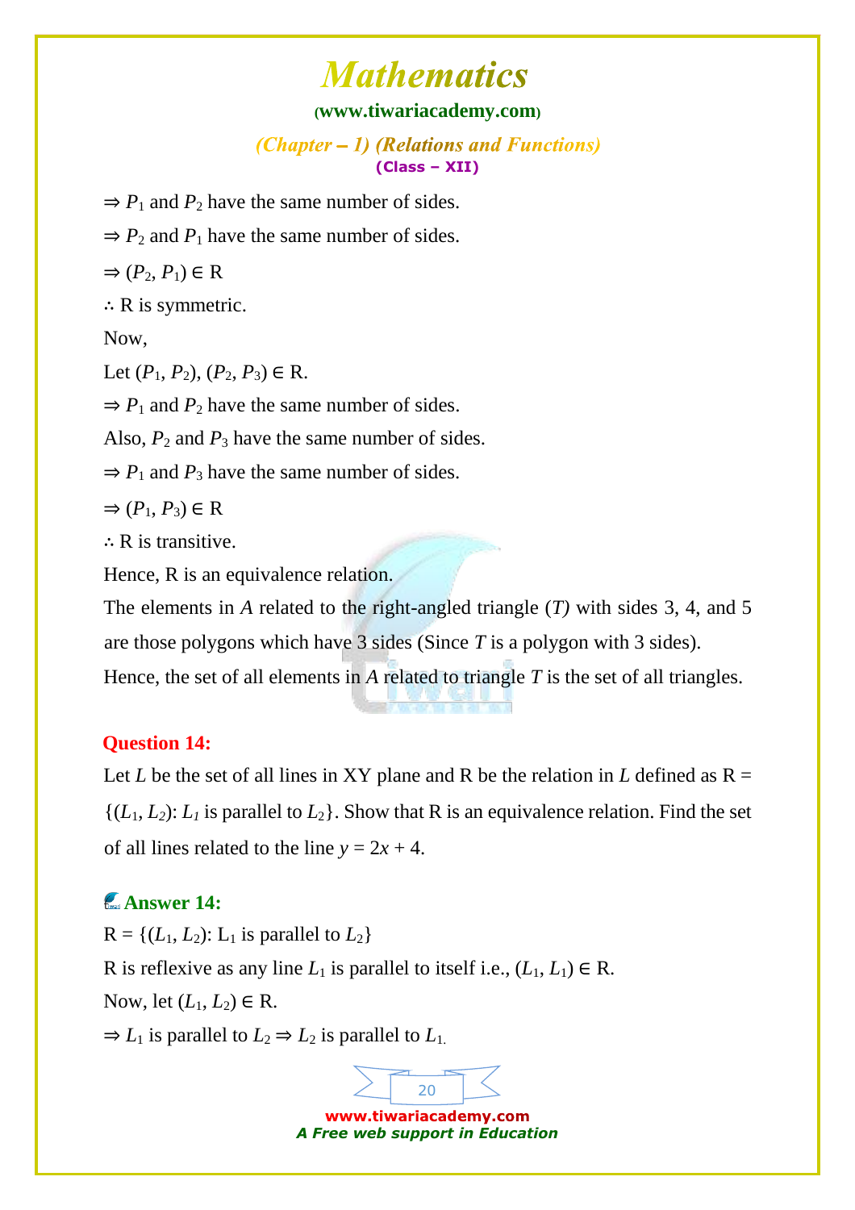$\Rightarrow P_1$ and $P_2$ have the same number of sides.

$\Rightarrow P_2$ and $P_1$ have the same number of sides.

$\Rightarrow (P_2, P_1) \in$ R

$\therefore$ R is symmetric.

Now,

Let $(P_1, P_2)$, $(P_2, P_3) \in$ R.

$\Rightarrow P_1$ and $P_2$ have the same number of sides.

Also, $P_2$ and $P_3$ have the same number of sides.

$\Rightarrow P_1$ and $P_3$ have the same number of sides.

$\Rightarrow (P_1, P_3) \in$ R

$\therefore$ R is transitive.

Hence, R is an equivalence relation.

The elements in $A$ related to the right-angled triangle $(T)$ with sides 3, 4, and 5 are those polygons which have 3 sides (Since $T$ is a polygon with 3 sides).

Hence, the set of all elements in $A$ related to triangle $T$ is the set of all triangles.

**Question 14:**

Let $L$ be the set of all lines in XY plane and R be the relation in $L$ defined as R = $\{(L_1, L_2)$: $L_1$ is parallel to $L_2\}$. Show that R is an equivalence relation. Find the set of all lines related to the line $y = 2x + 4$.

**Answer 14:**

R = $\{(L_1, L_2)$: $L_1$ is parallel to $L_2\}$

R is reflexive as any line $L_1$ is parallel to itself i.e., $(L_1, L_1) \in$ R.

Now, let $(L_1, L_2) \in$ R.

$\Rightarrow L_1$ is parallel to $L_2 \Rightarrow L_2$ is parallel to $L_1$.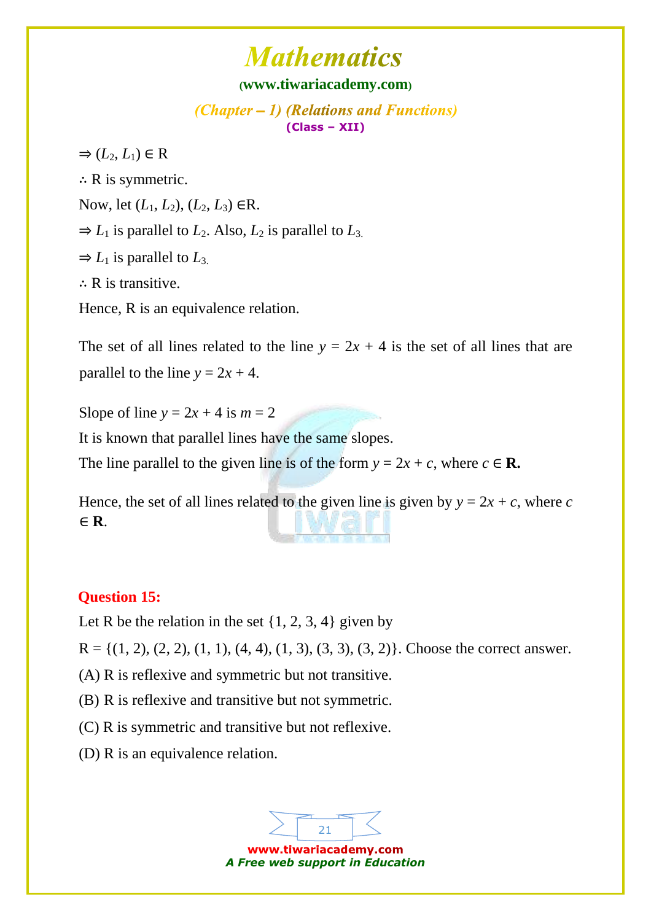$\Rightarrow (L_2, L_1) \in R$

$\therefore$ R is symmetric.

Now, let $(L_1, L_2)$, $(L_2, L_3) \in R$.

$\Rightarrow L_1$ is parallel to $L_2$. Also, $L_2$ is parallel to $L_3$.

$\Rightarrow L_1$ is parallel to $L_3$.

$\therefore$ R is transitive.

Hence, R is an equivalence relation.

The set of all lines related to the line $y = 2x + 4$ is the set of all lines that are parallel to the line $y = 2x + 4$.

Slope of line $y = 2x + 4$ is $m = 2$

It is known that parallel lines have the same slopes.

The line parallel to the given line is of the form $y = 2x + c$, where $c \in \mathbf{R}$.

Hence, the set of all lines related to the given line is given by $y = 2x + c$, where $c \in \mathbf{R}$.

**Question 15:**

Let R be the relation in the set {1, 2, 3, 4} given by

R = {(1, 2), (2, 2), (1, 1), (4, 4), (1, 3), (3, 3), (3, 2)}. Choose the correct answer.

(A) R is reflexive and symmetric but not transitive.

(B) R is reflexive and transitive but not symmetric.

(C) R is symmetric and transitive but not reflexive.

(D) R is an equivalence relation.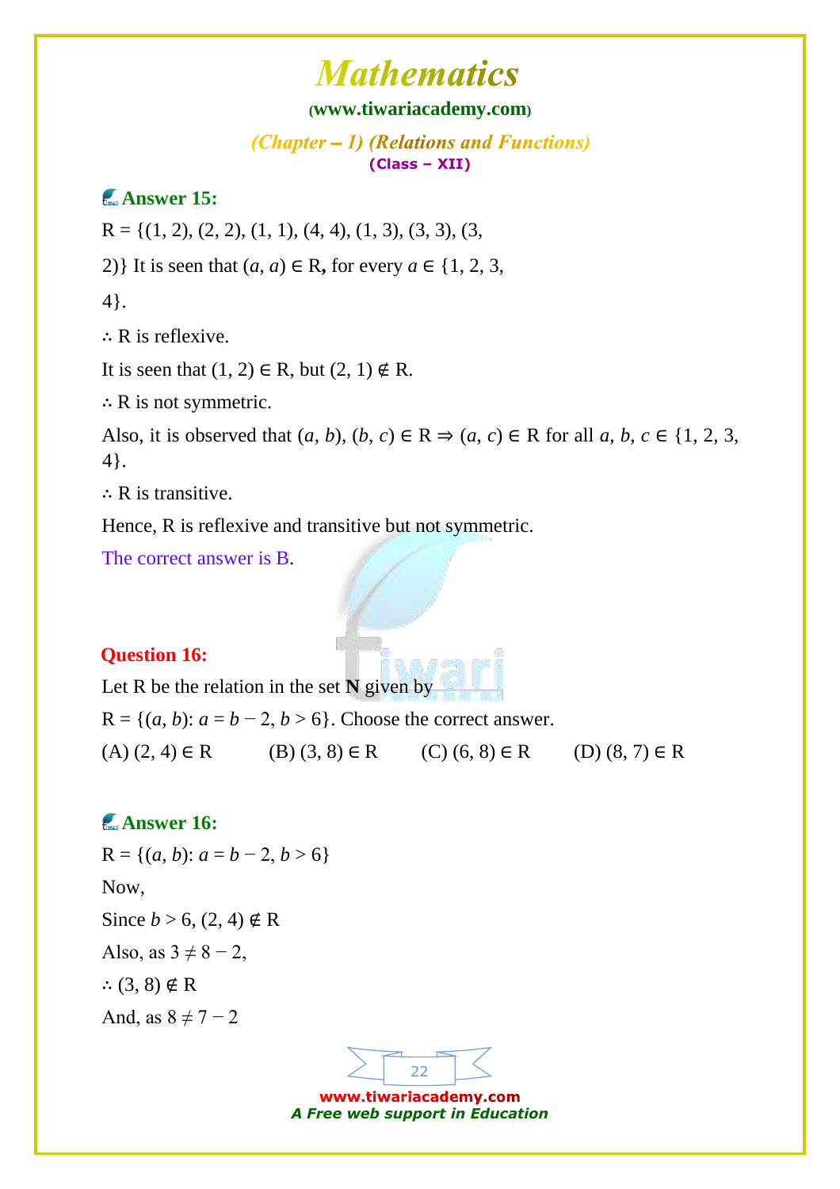**Answer 15:**

R = {(1, 2), (2, 2), (1, 1), (4, 4), (1, 3), (3, 3), (3, 2)} It is seen that $(a, a) \in$ R**,** for every $a \in \{1, 2, 3, 4\}$.

∴ R is reflexive.

It is seen that $(1, 2) \in$ R, but $(2, 1) \notin$ R.

∴ R is not symmetric.

Also, it is observed that $(a, b), (b, c) \in \text{R} \Rightarrow (a, c) \in$ R for all $a, b, c \in \{1, 2, 3, 4\}$.

∴ R is transitive.

Hence, R is reflexive and transitive but not symmetric.

The correct answer is B.

**Question 16:**

Let R be the relation in the set **N** given by

$\text{R} = \{(a, b): a = b - 2, b > 6\}$. Choose the correct answer.

(A) $(2, 4) \in$ R (B) $(3, 8) \in$ R (C) $(6, 8) \in$ R (D) $(8, 7) \in$ R

**Answer 16:**

$\text{R} = \{(a, b): a = b - 2, b > 6\}$

Now,

Since $b > 6$, $(2, 4) \notin$ R

Also, as $3 \neq 8 - 2$,

∴ $(3, 8) \notin$ R

And, as $8 \neq 7 - 2$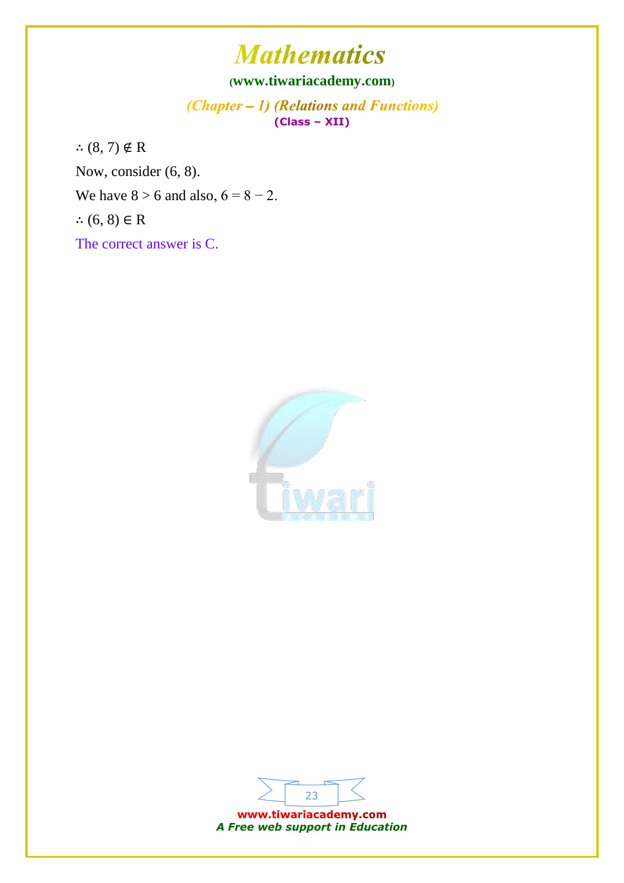$\therefore (8, 7) \notin R$

Now, consider (6, 8).

We have $8 > 6$ and also, $6 = 8 - 2$.

$\therefore (6, 8) \in R$

The correct answer is C.